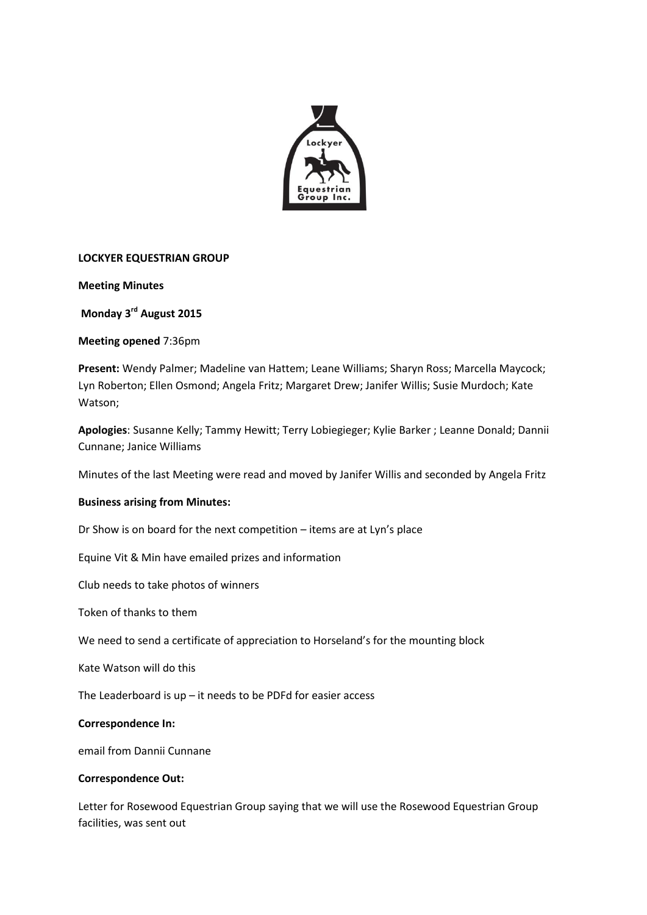**LOCKYER EQUESTRIAN GROUP**

**Meeting Minutes**

**Monday 3rd August 2015**

**Meeting opened** 7:36pm

**Present:** Wendy Palmer; Madeline van Hattem; Leane Williams; Sharyn Ross; Marcella Maycock; Lyn Roberton; Ellen Osmond; Angela Fritz; Margaret Drew; Janifer Willis; Susie Murdoch; Kate Watson;

**Apologies**: Susanne Kelly; Tammy Hewitt; Terry Lobiegieger; Kylie Barker ; Leanne Donald; Dannii Cunnane; Janice Williams

Minutes of the last Meeting were read and moved by Janifer Willis and seconded by Angela Fritz

**Business arising from Minutes:**

Dr Show is on board for the next competition – items are at Lyn's place

Equine Vit & Min have emailed prizes and information

Club needs to take photos of winners

Token of thanks to them

We need to send a certificate of appreciation to Horseland's for the mounting block

Kate Watson will do this

The Leaderboard is up – it needs to be PDFd for easier access

**Correspondence In:**

email from Dannii Cunnane

**Correspondence Out:**

Letter for Rosewood Equestrian Group saying that we will use the Rosewood Equestrian Group facilities, was sent out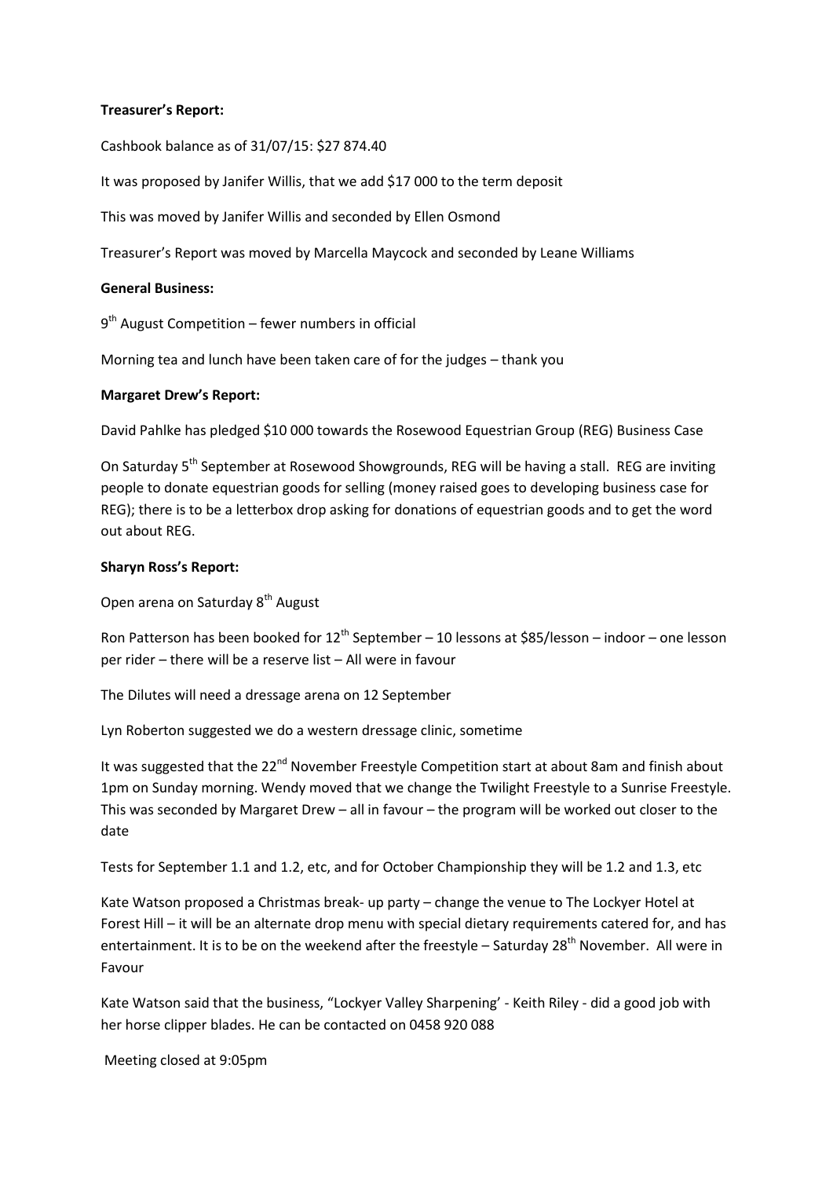**Treasurer's Report:**

Cashbook balance as of 31/07/15: $27 874.40

It was proposed by Janifer Willis, that we add $17 000 to the term deposit

This was moved by Janifer Willis and seconded by Ellen Osmond

Treasurer's Report was moved by Marcella Maycock and seconded by Leane Williams

**General Business:**

9th August Competition – fewer numbers in official

Morning tea and lunch have been taken care of for the judges – thank you

**Margaret Drew's Report:**

David Pahlke has pledged $10 000 towards the Rosewood Equestrian Group (REG) Business Case

On Saturday 5th September at Rosewood Showgrounds, REG will be having a stall. REG are inviting people to donate equestrian goods for selling (money raised goes to developing business case for REG); there is to be a letterbox drop asking for donations of equestrian goods and to get the word out about REG.

**Sharyn Ross's Report:**

Open arena on Saturday 8th August

Ron Patterson has been booked for 12th September – 10 lessons at $85/lesson – indoor – one lesson per rider – there will be a reserve list – All were in favour

The Dilutes will need a dressage arena on 12 September

Lyn Roberton suggested we do a western dressage clinic, sometime

It was suggested that the 22nd November Freestyle Competition start at about 8am and finish about 1pm on Sunday morning. Wendy moved that we change the Twilight Freestyle to a Sunrise Freestyle. This was seconded by Margaret Drew – all in favour – the program will be worked out closer to the date

Tests for September 1.1 and 1.2, etc, and for October Championship they will be 1.2 and 1.3, etc

Kate Watson proposed a Christmas break- up party – change the venue to The Lockyer Hotel at Forest Hill – it will be an alternate drop menu with special dietary requirements catered for, and has entertainment. It is to be on the weekend after the freestyle – Saturday 28th November. All were in Favour

Kate Watson said that the business, "Lockyer Valley Sharpening' - Keith Riley - did a good job with her horse clipper blades. He can be contacted on 0458 920 088

Meeting closed at 9:05pm